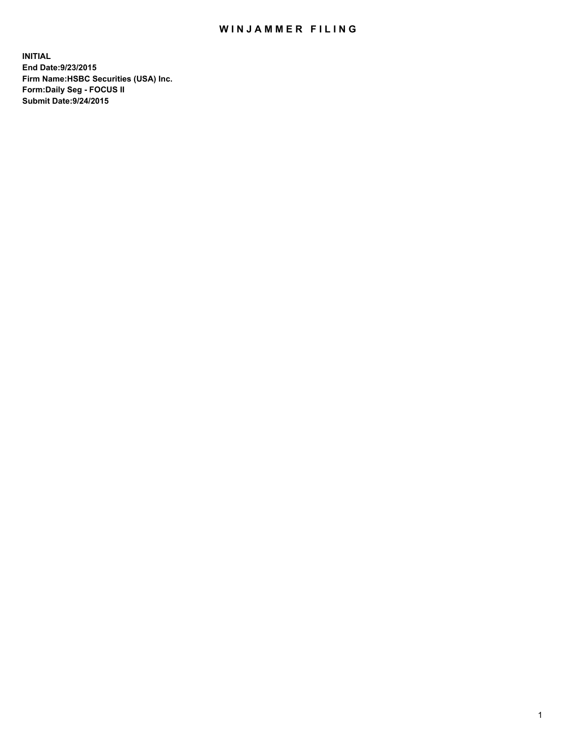# WINJAMMER FILING

**INITIAL**
**End Date:9/23/2015**
**Firm Name:HSBC Securities (USA) Inc.**
**Form:Daily Seg - FOCUS II**
**Submit Date:9/24/2015**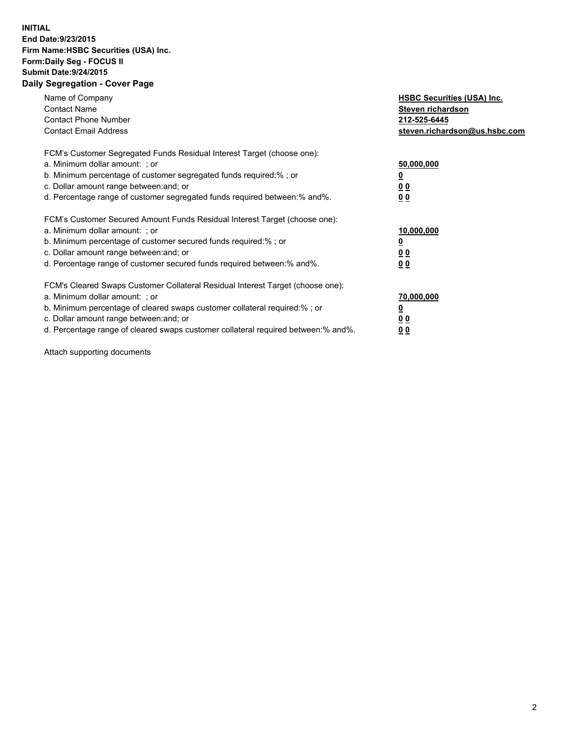**INITIAL**
**End Date:9/23/2015**
**Firm Name:HSBC Securities (USA) Inc.**
**Form:Daily Seg - FOCUS II**
**Submit Date:9/24/2015**

## Daily Segregation - Cover Page

| | |
|---|---|
| Name of Company | **HSBC Securities (USA) Inc.** |
| Contact Name | **Steven richardson** |
| Contact Phone Number | **212-525-6445** |
| Contact Email Address | **steven.richardson@us.hsbc.com** |

FCM's Customer Segregated Funds Residual Interest Target (choose one):

| | |
|---|---|
| a. Minimum dollar amount: ; or | **50,000,000** |
| b. Minimum percentage of customer segregated funds required:% ; or | **0** |
| c. Dollar amount range between:and; or | **0 0** |
| d. Percentage range of customer segregated funds required between:% and%. | **0 0** |

FCM's Customer Secured Amount Funds Residual Interest Target (choose one):

| | |
|---|---|
| a. Minimum dollar amount: ; or | **10,000,000** |
| b. Minimum percentage of customer secured funds required:% ; or | **0** |
| c. Dollar amount range between:and; or | **0 0** |
| d. Percentage range of customer secured funds required between:% and%. | **0 0** |

FCM's Cleared Swaps Customer Collateral Residual Interest Target (choose one):

| | |
|---|---|
| a. Minimum dollar amount: ; or | **70,000,000** |
| b. Minimum percentage of cleared swaps customer collateral required:% ; or | **0** |
| c. Dollar amount range between:and; or | **0 0** |
| d. Percentage range of cleared swaps customer collateral required between:% and%. | **0 0** |

Attach supporting documents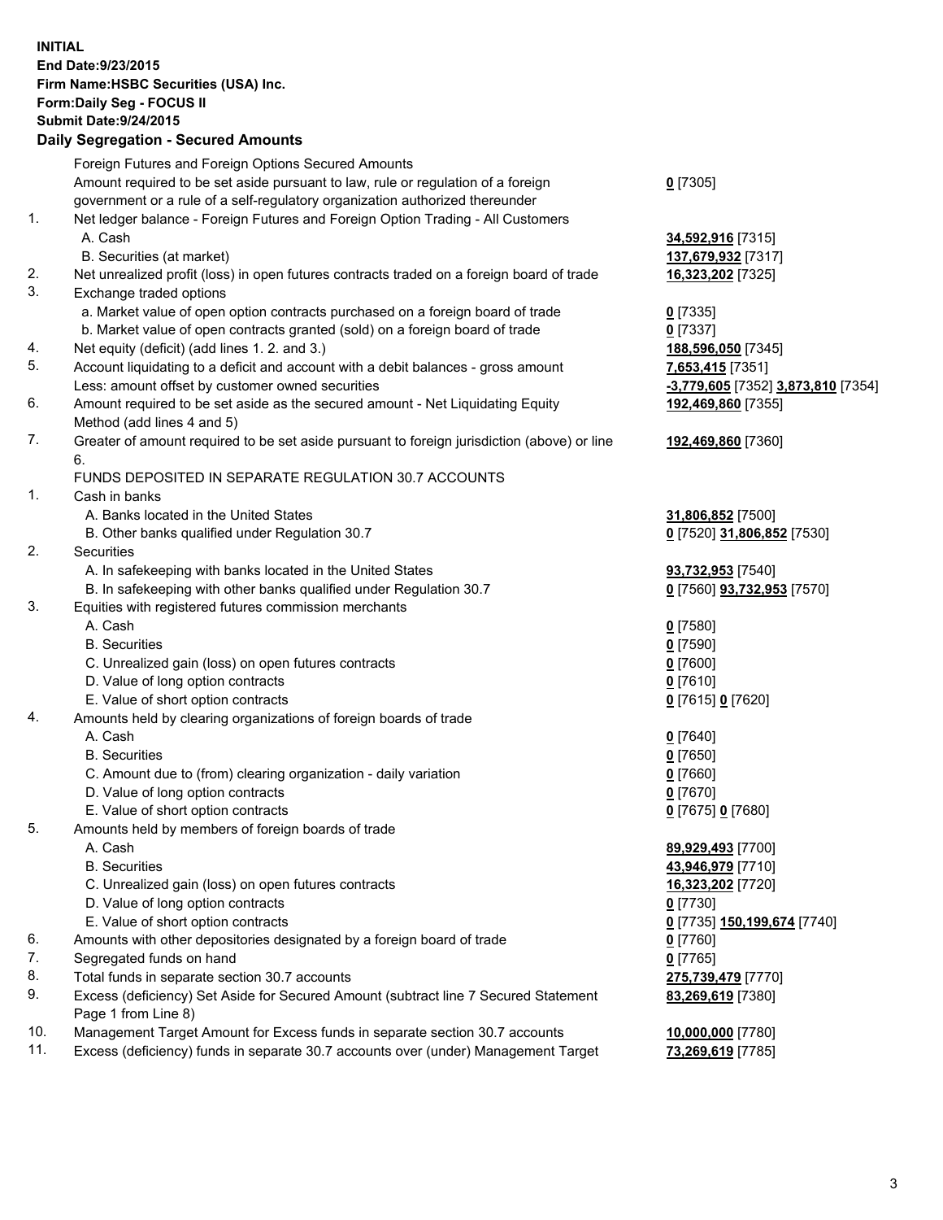**INITIAL**
**End Date:9/23/2015**
**Firm Name:HSBC Securities (USA) Inc.**
**Form:Daily Seg - FOCUS II**
**Submit Date:9/24/2015**

## Daily Segregation - Secured Amounts

| | | |
|---|---|---|
| | Foreign Futures and Foreign Options Secured Amounts | |
| | Amount required to be set aside pursuant to law, rule or regulation of a foreign government or a rule of a self-regulatory organization authorized thereunder | **0** [7305] |
| 1. | Net ledger balance - Foreign Futures and Foreign Option Trading - All Customers | |
| | A. Cash | **34,592,916** [7315] |
| | B. Securities (at market) | **137,679,932** [7317] |
| 2. | Net unrealized profit (loss) in open futures contracts traded on a foreign board of trade | **16,323,202** [7325] |
| 3. | Exchange traded options | |
| | a. Market value of open option contracts purchased on a foreign board of trade | **0** [7335] |
| | b. Market value of open contracts granted (sold) on a foreign board of trade | **0** [7337] |
| 4. | Net equity (deficit) (add lines 1. 2. and 3.) | **188,596,050** [7345] |
| 5. | Account liquidating to a deficit and account with a debit balances - gross amount | **7,653,415** [7351] |
| | Less: amount offset by customer owned securities | **-3,779,605** [7352] **3,873,810** [7354] |
| 6. | Amount required to be set aside as the secured amount - Net Liquidating Equity Method (add lines 4 and 5) | **192,469,860** [7355] |
| 7. | Greater of amount required to be set aside pursuant to foreign jurisdiction (above) or line 6. | **192,469,860** [7360] |
| | FUNDS DEPOSITED IN SEPARATE REGULATION 30.7 ACCOUNTS | |
| 1. | Cash in banks | |
| | A. Banks located in the United States | **31,806,852** [7500] |
| | B. Other banks qualified under Regulation 30.7 | **0** [7520] **31,806,852** [7530] |
| 2. | Securities | |
| | A. In safekeeping with banks located in the United States | **93,732,953** [7540] |
| | B. In safekeeping with other banks qualified under Regulation 30.7 | **0** [7560] **93,732,953** [7570] |
| 3. | Equities with registered futures commission merchants | |
| | A. Cash | **0** [7580] |
| | B. Securities | **0** [7590] |
| | C. Unrealized gain (loss) on open futures contracts | **0** [7600] |
| | D. Value of long option contracts | **0** [7610] |
| | E. Value of short option contracts | **0** [7615] **0** [7620] |
| 4. | Amounts held by clearing organizations of foreign boards of trade | |
| | A. Cash | **0** [7640] |
| | B. Securities | **0** [7650] |
| | C. Amount due to (from) clearing organization - daily variation | **0** [7660] |
| | D. Value of long option contracts | **0** [7670] |
| | E. Value of short option contracts | **0** [7675] **0** [7680] |
| 5. | Amounts held by members of foreign boards of trade | |
| | A. Cash | **89,929,493** [7700] |
| | B. Securities | **43,946,979** [7710] |
| | C. Unrealized gain (loss) on open futures contracts | **16,323,202** [7720] |
| | D. Value of long option contracts | **0** [7730] |
| | E. Value of short option contracts | **0** [7735] **150,199,674** [7740] |
| 6. | Amounts with other depositories designated by a foreign board of trade | **0** [7760] |
| 7. | Segregated funds on hand | **0** [7765] |
| 8. | Total funds in separate section 30.7 accounts | **275,739,479** [7770] |
| 9. | Excess (deficiency) Set Aside for Secured Amount (subtract line 7 Secured Statement Page 1 from Line 8) | **83,269,619** [7380] |
| 10. | Management Target Amount for Excess funds in separate section 30.7 accounts | **10,000,000** [7780] |
| 11. | Excess (deficiency) funds in separate 30.7 accounts over (under) Management Target | **73,269,619** [7785] |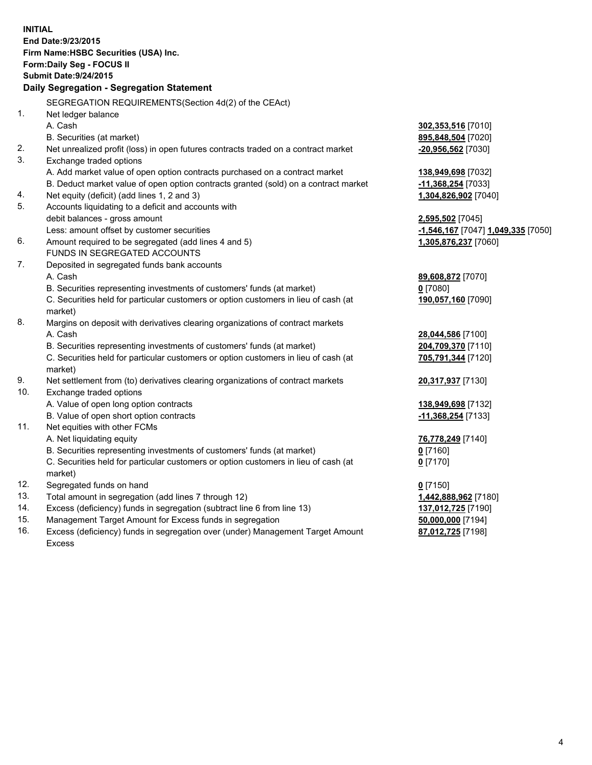**INITIAL**
**End Date:9/23/2015**
**Firm Name:HSBC Securities (USA) Inc.**
**Form:Daily Seg - FOCUS II**
**Submit Date:9/24/2015**

**Daily Segregation - Segregation Statement**

SEGREGATION REQUIREMENTS(Section 4d(2) of the CEAct)

| | | |
|---|---|---|
| 1. | Net ledger balance | |
| | A. Cash | 302,353,516 [7010] |
| | B. Securities (at market) | 895,848,504 [7020] |
| 2. | Net unrealized profit (loss) in open futures contracts traded on a contract market | -20,956,562 [7030] |
| 3. | Exchange traded options | |
| | A. Add market value of open option contracts purchased on a contract market | 138,949,698 [7032] |
| | B. Deduct market value of open option contracts granted (sold) on a contract market | -11,368,254 [7033] |
| 4. | Net equity (deficit) (add lines 1, 2 and 3) | 1,304,826,902 [7040] |
| 5. | Accounts liquidating to a deficit and accounts with debit balances - gross amount | 2,595,502 [7045] |
| | Less: amount offset by customer securities | -1,546,167 [7047] 1,049,335 [7050] |
| 6. | Amount required to be segregated (add lines 4 and 5) | 1,305,876,237 [7060] |
| | FUNDS IN SEGREGATED ACCOUNTS | |
| 7. | Deposited in segregated funds bank accounts | |
| | A. Cash | 89,608,872 [7070] |
| | B. Securities representing investments of customers' funds (at market) | 0 [7080] |
| | C. Securities held for particular customers or option customers in lieu of cash (at market) | 190,057,160 [7090] |
| 8. | Margins on deposit with derivatives clearing organizations of contract markets | |
| | A. Cash | 28,044,586 [7100] |
| | B. Securities representing investments of customers' funds (at market) | 204,709,370 [7110] |
| | C. Securities held for particular customers or option customers in lieu of cash (at market) | 705,791,344 [7120] |
| 9. | Net settlement from (to) derivatives clearing organizations of contract markets | 20,317,937 [7130] |
| 10. | Exchange traded options | |
| | A. Value of open long option contracts | 138,949,698 [7132] |
| | B. Value of open short option contracts | -11,368,254 [7133] |
| 11. | Net equities with other FCMs | |
| | A. Net liquidating equity | 76,778,249 [7140] |
| | B. Securities representing investments of customers' funds (at market) | 0 [7160] |
| | C. Securities held for particular customers or option customers in lieu of cash (at market) | 0 [7170] |
| 12. | Segregated funds on hand | 0 [7150] |
| 13. | Total amount in segregation (add lines 7 through 12) | 1,442,888,962 [7180] |
| 14. | Excess (deficiency) funds in segregation (subtract line 6 from line 13) | 137,012,725 [7190] |
| 15. | Management Target Amount for Excess funds in segregation | 50,000,000 [7194] |
| 16. | Excess (deficiency) funds in segregation over (under) Management Target Amount Excess | 87,012,725 [7198] |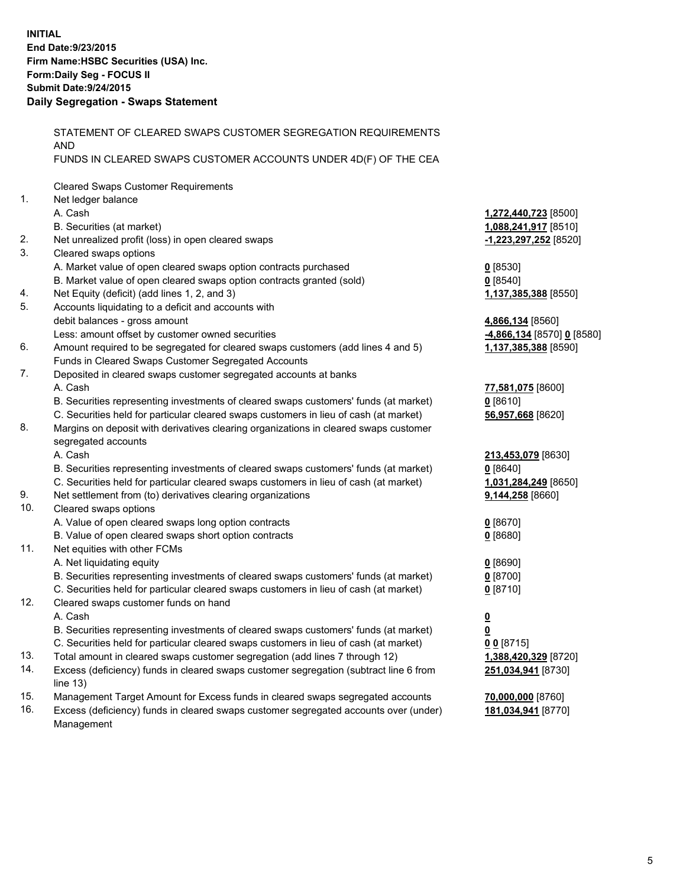**INITIAL**
**End Date:9/23/2015**
**Firm Name:HSBC Securities (USA) Inc.**
**Form:Daily Seg - FOCUS II**
**Submit Date:9/24/2015**
**Daily Segregation - Swaps Statement**

STATEMENT OF CLEARED SWAPS CUSTOMER SEGREGATION REQUIREMENTS AND FUNDS IN CLEARED SWAPS CUSTOMER ACCOUNTS UNDER 4D(F) OF THE CEA

| | | |
|---|---|---|
| | Cleared Swaps Customer Requirements | |
| 1. | Net ledger balance | |
| | A. Cash | **1,272,440,723** [8500] |
| | B. Securities (at market) | **1,088,241,917** [8510] |
| 2. | Net unrealized profit (loss) in open cleared swaps | **-1,223,297,252** [8520] |
| 3. | Cleared swaps options | |
| | A. Market value of open cleared swaps option contracts purchased | **0** [8530] |
| | B. Market value of open cleared swaps option contracts granted (sold) | **0** [8540] |
| 4. | Net Equity (deficit) (add lines 1, 2, and 3) | **1,137,385,388** [8550] |
| 5. | Accounts liquidating to a deficit and accounts with debit balances - gross amount | **4,866,134** [8560] |
| | Less: amount offset by customer owned securities | **-4,866,134** [8570] **0** [8580] |
| 6. | Amount required to be segregated for cleared swaps customers (add lines 4 and 5) | **1,137,385,388** [8590] |
| | Funds in Cleared Swaps Customer Segregated Accounts | |
| 7. | Deposited in cleared swaps customer segregated accounts at banks | |
| | A. Cash | **77,581,075** [8600] |
| | B. Securities representing investments of cleared swaps customers' funds (at market) | **0** [8610] |
| | C. Securities held for particular cleared swaps customers in lieu of cash (at market) | **56,957,668** [8620] |
| 8. | Margins on deposit with derivatives clearing organizations in cleared swaps customer segregated accounts | |
| | A. Cash | **213,453,079** [8630] |
| | B. Securities representing investments of cleared swaps customers' funds (at market) | **0** [8640] |
| | C. Securities held for particular cleared swaps customers in lieu of cash (at market) | **1,031,284,249** [8650] |
| 9. | Net settlement from (to) derivatives clearing organizations | **9,144,258** [8660] |
| 10. | Cleared swaps options | |
| | A. Value of open cleared swaps long option contracts | **0** [8670] |
| | B. Value of open cleared swaps short option contracts | **0** [8680] |
| 11. | Net equities with other FCMs | |
| | A. Net liquidating equity | **0** [8690] |
| | B. Securities representing investments of cleared swaps customers' funds (at market) | **0** [8700] |
| | C. Securities held for particular cleared swaps customers in lieu of cash (at market) | **0** [8710] |
| 12. | Cleared swaps customer funds on hand | |
| | A. Cash | **0** |
| | B. Securities representing investments of cleared swaps customers' funds (at market) | **0** |
| | C. Securities held for particular cleared swaps customers in lieu of cash (at market) | **0** **0** [8715] |
| 13. | Total amount in cleared swaps customer segregation (add lines 7 through 12) | **1,388,420,329** [8720] |
| 14. | Excess (deficiency) funds in cleared swaps customer segregation (subtract line 6 from line 13) | **251,034,941** [8730] |
| 15. | Management Target Amount for Excess funds in cleared swaps segregated accounts | **70,000,000** [8760] |
| 16. | Excess (deficiency) funds in cleared swaps customer segregated accounts over (under) Management | **181,034,941** [8770] |